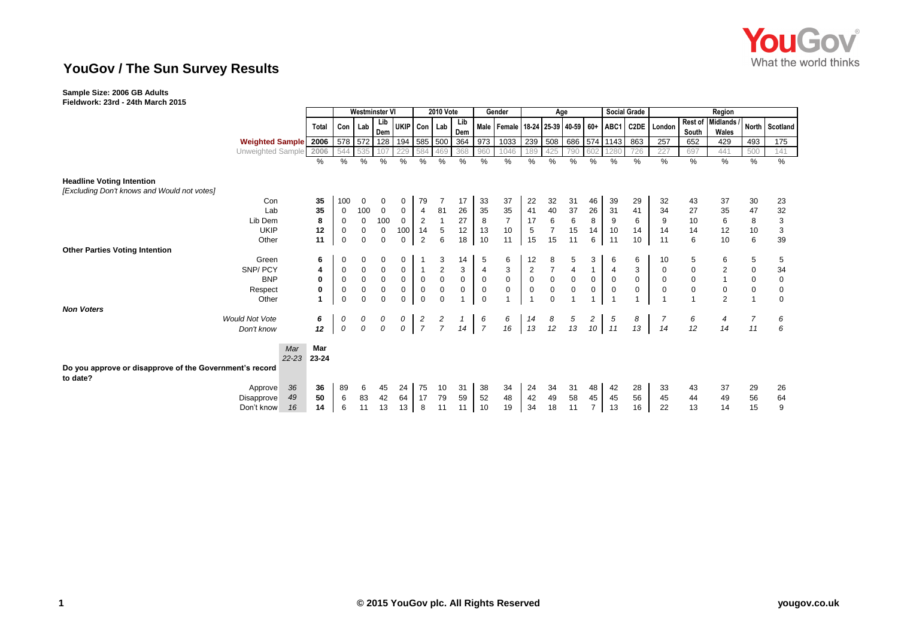# YouGov / The Sun Survey Results

**Sample Size: 2006 GB Adults**
**Fieldwork: 23rd - 24th March 2015**

| | | Total | Westminster VI | | | | 2010 Vote | | | Gender | | Age | | | | Social Grade | | Region | | | | |
|---|---|---|---|---|---|---|---|---|---|---|---|---|---|---|---|---|---|---|---|---|---|---|
| | | | Con | Lab | Lib Dem | UKIP | Con | Lab | Lib Dem | Male | Female | 18-24 | 25-39 | 40-59 | 60+ | ABC1 | C2DE | London | Rest of South | Midlands / Wales | North | Scotland |
| **Weighted Sample** | | 2006 | 578 | 572 | 128 | 194 | 585 | 500 | 364 | 973 | 1033 | 239 | 508 | 686 | 574 | 1143 | 863 | 257 | 652 | 429 | 493 | 175 |
| Unweighted Sample | | 2006 | 544 | 535 | 107 | 229 | 584 | 469 | 368 | 960 | 1046 | 189 | 425 | 790 | 602 | 1280 | 726 | 227 | 697 | 441 | 500 | 141 |
| | | % | % | % | % | % | % | % | % | % | % | % | % | % | % | % | % | % | % | % | % | % |
| **Headline Voting Intention** *[Excluding Don't knows and Would not votes]* | | | | | | | | | | | | | | | | | | | | | | |
| Con | | 35 | 100 | 0 | 0 | 0 | 79 | 7 | 17 | 33 | 37 | 22 | 32 | 31 | 46 | 39 | 29 | 32 | 43 | 37 | 30 | 23 |
| Lab | | 35 | 0 | 100 | 0 | 0 | 4 | 81 | 26 | 35 | 35 | 41 | 40 | 37 | 26 | 31 | 41 | 34 | 27 | 35 | 47 | 32 |
| Lib Dem | | 8 | 0 | 0 | 100 | 0 | 2 | 1 | 27 | 8 | 7 | 17 | 6 | 6 | 8 | 9 | 6 | 9 | 10 | 6 | 8 | 3 |
| UKIP | | 12 | 0 | 0 | 0 | 100 | 14 | 5 | 12 | 13 | 10 | 5 | 7 | 15 | 14 | 10 | 14 | 14 | 14 | 12 | 10 | 3 |
| Other | | 11 | 0 | 0 | 0 | 0 | 2 | 6 | 18 | 10 | 11 | 15 | 15 | 11 | 6 | 11 | 10 | 11 | 6 | 10 | 6 | 39 |
| **Other Parties Voting Intention** | | | | | | | | | | | | | | | | | | | | | | |
| Green | | 6 | 0 | 0 | 0 | 0 | 1 | 3 | 14 | 5 | 6 | 12 | 8 | 5 | 3 | 6 | 6 | 10 | 5 | 6 | 5 | 5 |
| SNP/ PCY | | 4 | 0 | 0 | 0 | 0 | 1 | 2 | 3 | 4 | 3 | 2 | 7 | 4 | 1 | 4 | 3 | 0 | 0 | 2 | 0 | 34 |
| BNP | | 0 | 0 | 0 | 0 | 0 | 0 | 0 | 0 | 0 | 0 | 0 | 0 | 0 | 0 | 0 | 0 | 0 | 0 | 1 | 0 | 0 |
| Respect | | 0 | 0 | 0 | 0 | 0 | 0 | 0 | 0 | 0 | 0 | 0 | 0 | 0 | 0 | 0 | 0 | 0 | 0 | 0 | 0 | 0 |
| Other | | 1 | 0 | 0 | 0 | 0 | 0 | 0 | 1 | 0 | 1 | 1 | 0 | 1 | 1 | 1 | 1 | 1 | 1 | 2 | 1 | 0 |
| ***Non Voters*** | | | | | | | | | | | | | | | | | | | | | | |
| *Would Not Vote* | | *6* | *0* | *0* | *0* | *0* | *2* | *2* | *1* | *6* | *6* | *14* | *8* | *5* | *2* | *5* | *8* | *7* | *6* | *4* | *7* | *6* |
| *Don't know* | | *12* | *0* | *0* | *0* | *0* | *7* | *7* | *14* | *7* | *16* | *13* | *12* | *13* | *10* | *11* | *13* | *14* | *12* | *14* | *11* | *6* |
| | *Mar 22-23* | **Mar 23-24** | | | | | | | | | | | | | | | | | | | | |
| **Do you approve or disapprove of the Government's record to date?** | | | | | | | | | | | | | | | | | | | | | | |
| Approve | *36* | 36 | 89 | 6 | 45 | 24 | 75 | 10 | 31 | 38 | 34 | 24 | 34 | 31 | 48 | 42 | 28 | 33 | 43 | 37 | 29 | 26 |
| Disapprove | *49* | 50 | 6 | 83 | 42 | 64 | 17 | 79 | 59 | 52 | 48 | 42 | 49 | 58 | 45 | 45 | 56 | 45 | 44 | 49 | 56 | 64 |
| Don't know | *16* | 14 | 6 | 11 | 13 | 13 | 8 | 11 | 11 | 10 | 19 | 34 | 18 | 11 | 7 | 13 | 16 | 22 | 13 | 14 | 15 | 9 |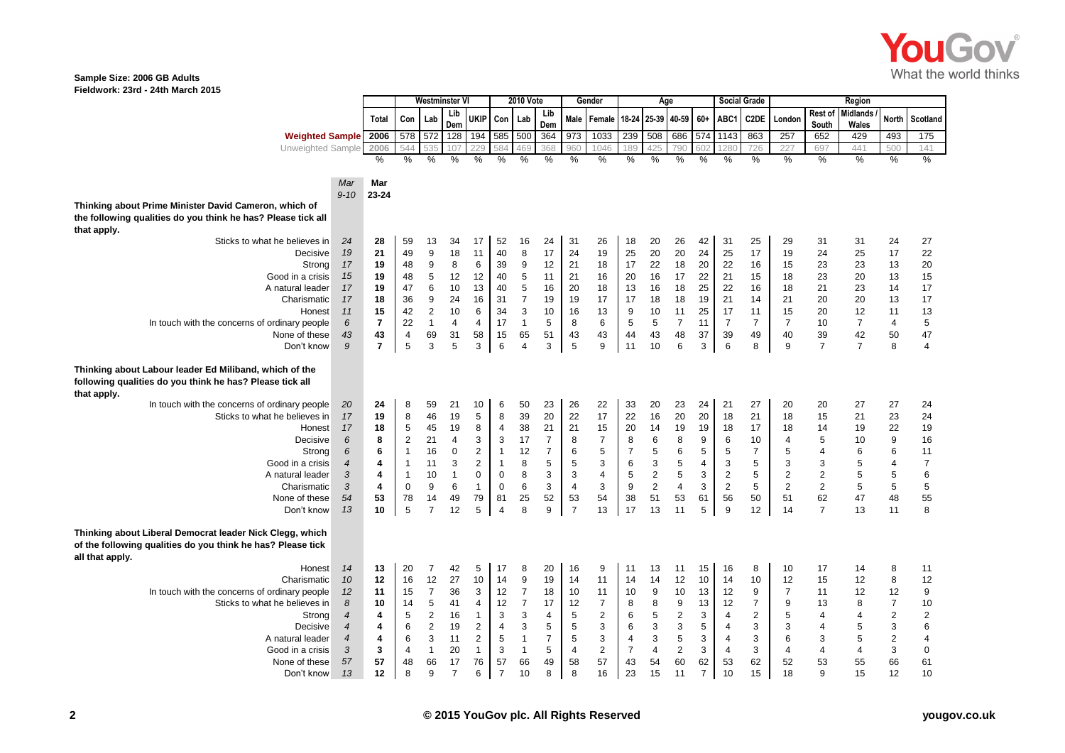**Sample Size: 2006 GB Adults**
**Fieldwork: 23rd - 24th March 2015**

| | Mar 9-10 | Total | Westminster VI | | | | 2010 Vote | | | Gender | | Age | | | | Social Grade | | Region | | | | |
|---|---|---|---|---|---|---|---|---|---|---|---|---|---|---|---|---|---|---|---|---|---|---|
| | | | Con | Lab | Lib Dem | UKIP | Con | Lab | Lib Dem | Male | Female | 18-24 | 25-39 | 40-59 | 60+ | ABC1 | C2DE | London | Rest of South | Midlands / Wales | North | Scotland |
| Weighted Sample | | 2006 | 578 | 572 | 128 | 194 | 585 | 500 | 364 | 973 | 1033 | 239 | 508 | 686 | 574 | 1143 | 863 | 257 | 652 | 429 | 493 | 175 |
| Unweighted Sample | | 2006 | 544 | 535 | 107 | 229 | 584 | 469 | 368 | 960 | 1046 | 189 | 425 | 790 | 602 | 1280 | 726 | 227 | 697 | 441 | 500 | 141 |
| | | % | % | % | % | % | % | % | % | % | % | % | % | % | % | % | % | % | % | % | % | % |
| | Mar 9-10 | Mar 23-24 | | | | | | | | | | | | | | | | | | | | |
| **Thinking about Prime Minister David Cameron, which of the following qualities do you think he has? Please tick all that apply.** | | | | | | | | | | | | | | | | | | | | | | |
| Sticks to what he believes in | 24 | 28 | 59 | 13 | 34 | 17 | 52 | 16 | 24 | 31 | 26 | 18 | 20 | 26 | 42 | 31 | 25 | 29 | 31 | 31 | 24 | 27 |
| Decisive | 19 | 21 | 49 | 9 | 18 | 11 | 40 | 8 | 17 | 24 | 19 | 25 | 20 | 20 | 24 | 25 | 17 | 19 | 24 | 25 | 17 | 22 |
| Strong | 17 | 19 | 48 | 9 | 8 | 6 | 39 | 9 | 12 | 21 | 18 | 17 | 22 | 18 | 20 | 22 | 16 | 15 | 23 | 23 | 13 | 20 |
| Good in a crisis | 15 | 19 | 48 | 5 | 12 | 12 | 40 | 5 | 11 | 21 | 16 | 20 | 16 | 17 | 22 | 21 | 15 | 18 | 23 | 20 | 13 | 15 |
| A natural leader | 17 | 19 | 47 | 6 | 10 | 13 | 40 | 5 | 16 | 20 | 18 | 13 | 16 | 18 | 25 | 22 | 16 | 18 | 21 | 23 | 14 | 17 |
| Charismatic | 17 | 18 | 36 | 9 | 24 | 16 | 31 | 7 | 19 | 19 | 17 | 17 | 18 | 18 | 19 | 21 | 14 | 21 | 20 | 20 | 13 | 17 |
| Honest | 11 | 15 | 42 | 2 | 10 | 6 | 34 | 3 | 10 | 16 | 13 | 9 | 10 | 11 | 25 | 17 | 11 | 15 | 20 | 12 | 11 | 13 |
| In touch with the concerns of ordinary people | 6 | 7 | 22 | 1 | 4 | 4 | 17 | 1 | 5 | 8 | 6 | 5 | 5 | 7 | 11 | 7 | 7 | 7 | 10 | 7 | 4 | 5 |
| None of these | 43 | 43 | 4 | 69 | 31 | 58 | 15 | 65 | 51 | 43 | 43 | 44 | 43 | 48 | 37 | 39 | 49 | 40 | 39 | 42 | 50 | 47 |
| Don't know | 9 | 7 | 5 | 3 | 5 | 3 | 6 | 4 | 3 | 5 | 9 | 11 | 10 | 6 | 3 | 6 | 8 | 9 | 7 | 7 | 8 | 4 |
| **Thinking about Labour leader Ed Miliband, which of the following qualities do you think he has? Please tick all that apply.** | | | | | | | | | | | | | | | | | | | | | | |
| In touch with the concerns of ordinary people | 20 | 24 | 8 | 59 | 21 | 10 | 6 | 50 | 23 | 26 | 22 | 33 | 20 | 23 | 24 | 21 | 27 | 20 | 20 | 27 | 27 | 24 |
| Sticks to what he believes in | 17 | 19 | 8 | 46 | 19 | 5 | 8 | 39 | 20 | 22 | 17 | 22 | 16 | 20 | 20 | 18 | 21 | 18 | 15 | 21 | 23 | 24 |
| Honest | 17 | 18 | 5 | 45 | 19 | 8 | 4 | 38 | 21 | 21 | 15 | 20 | 14 | 19 | 19 | 18 | 17 | 18 | 14 | 19 | 22 | 19 |
| Decisive | 6 | 8 | 2 | 21 | 4 | 3 | 3 | 17 | 7 | 8 | 7 | 8 | 6 | 8 | 9 | 6 | 10 | 4 | 5 | 10 | 9 | 16 |
| Strong | 6 | 6 | 1 | 16 | 0 | 2 | 1 | 12 | 7 | 6 | 5 | 7 | 5 | 6 | 5 | 5 | 7 | 5 | 4 | 6 | 6 | 11 |
| Good in a crisis | 4 | 4 | 1 | 11 | 3 | 2 | 1 | 8 | 5 | 5 | 3 | 6 | 3 | 5 | 4 | 3 | 5 | 3 | 3 | 5 | 4 | 7 |
| A natural leader | 3 | 4 | 1 | 10 | 1 | 0 | 0 | 8 | 3 | 3 | 4 | 5 | 2 | 5 | 3 | 2 | 5 | 2 | 2 | 5 | 5 | 6 |
| Charismatic | 3 | 4 | 0 | 9 | 6 | 1 | 0 | 6 | 3 | 4 | 3 | 9 | 2 | 4 | 3 | 2 | 5 | 2 | 2 | 5 | 5 | 5 |
| None of these | 54 | 53 | 78 | 14 | 49 | 79 | 81 | 25 | 52 | 53 | 54 | 38 | 51 | 53 | 61 | 56 | 50 | 51 | 62 | 47 | 48 | 55 |
| Don't know | 13 | 10 | 5 | 7 | 12 | 5 | 4 | 8 | 9 | 7 | 13 | 17 | 13 | 11 | 5 | 9 | 12 | 14 | 7 | 13 | 11 | 8 |
| **Thinking about Liberal Democrat leader Nick Clegg, which of the following qualities do you think he has? Please tick all that apply.** | | | | | | | | | | | | | | | | | | | | | | |
| Honest | 14 | 13 | 20 | 7 | 42 | 5 | 17 | 8 | 20 | 16 | 9 | 11 | 13 | 11 | 15 | 16 | 8 | 10 | 17 | 14 | 8 | 11 |
| Charismatic | 10 | 12 | 16 | 12 | 27 | 10 | 14 | 9 | 19 | 14 | 11 | 14 | 14 | 12 | 10 | 14 | 10 | 12 | 15 | 12 | 8 | 12 |
| In touch with the concerns of ordinary people | 12 | 11 | 15 | 7 | 36 | 3 | 12 | 7 | 18 | 10 | 11 | 10 | 9 | 10 | 13 | 12 | 9 | 7 | 11 | 12 | 12 | 9 |
| Sticks to what he believes in | 8 | 10 | 14 | 5 | 41 | 4 | 12 | 7 | 17 | 12 | 7 | 8 | 8 | 9 | 13 | 12 | 7 | 9 | 13 | 8 | 7 | 10 |
| Strong | 4 | 4 | 5 | 2 | 16 | 1 | 3 | 3 | 4 | 5 | 2 | 6 | 5 | 2 | 3 | 4 | 2 | 5 | 4 | 4 | 2 | 2 |
| Decisive | 4 | 4 | 6 | 2 | 19 | 2 | 4 | 3 | 5 | 5 | 3 | 6 | 3 | 3 | 5 | 4 | 3 | 3 | 4 | 5 | 3 | 6 |
| A natural leader | 4 | 4 | 6 | 3 | 11 | 2 | 5 | 1 | 7 | 5 | 3 | 4 | 3 | 5 | 3 | 4 | 3 | 6 | 3 | 5 | 2 | 4 |
| Good in a crisis | 3 | 3 | 4 | 1 | 20 | 1 | 3 | 1 | 5 | 4 | 2 | 7 | 4 | 2 | 3 | 4 | 3 | 4 | 4 | 4 | 3 | 0 |
| None of these | 57 | 57 | 48 | 66 | 17 | 76 | 57 | 66 | 49 | 58 | 57 | 43 | 54 | 60 | 62 | 53 | 62 | 52 | 53 | 55 | 66 | 61 |
| Don't know | 13 | 12 | 8 | 9 | 7 | 6 | 7 | 10 | 8 | 8 | 16 | 23 | 15 | 11 | 7 | 10 | 15 | 18 | 9 | 15 | 12 | 10 |

© 2015 YouGov plc. All Rights Reserved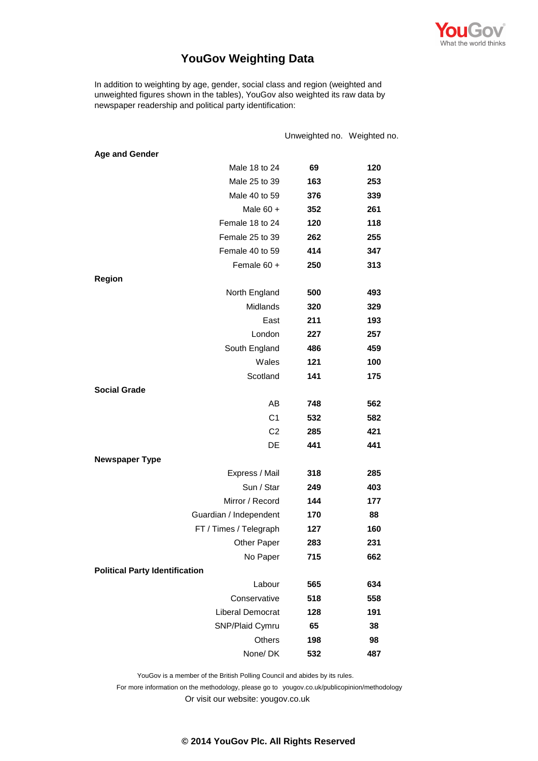# YouGov Weighting Data

In addition to weighting by age, gender, social class and region (weighted and unweighted figures shown in the tables), YouGov also weighted its raw data by newspaper readership and political party identification:

| | Unweighted no. | Weighted no. |
|---|---|---|
| **Age and Gender** | | |
| Male 18 to 24 | **69** | **120** |
| Male 25 to 39 | **163** | **253** |
| Male 40 to 59 | **376** | **339** |
| Male 60 + | **352** | **261** |
| Female 18 to 24 | **120** | **118** |
| Female 25 to 39 | **262** | **255** |
| Female 40 to 59 | **414** | **347** |
| Female 60 + | **250** | **313** |
| **Region** | | |
| North England | **500** | **493** |
| Midlands | **320** | **329** |
| East | **211** | **193** |
| London | **227** | **257** |
| South England | **486** | **459** |
| Wales | **121** | **100** |
| Scotland | **141** | **175** |
| **Social Grade** | | |
| AB | **748** | **562** |
| C1 | **532** | **582** |
| C2 | **285** | **421** |
| DE | **441** | **441** |
| **Newspaper Type** | | |
| Express / Mail | **318** | **285** |
| Sun / Star | **249** | **403** |
| Mirror / Record | **144** | **177** |
| Guardian / Independent | **170** | **88** |
| FT / Times / Telegraph | **127** | **160** |
| Other Paper | **283** | **231** |
| No Paper | **715** | **662** |
| **Political Party Identification** | | |
| Labour | **565** | **634** |
| Conservative | **518** | **558** |
| Liberal Democrat | **128** | **191** |
| SNP/Plaid Cymru | **65** | **38** |
| Others | **198** | **98** |
| None/ DK | **532** | **487** |

YouGov is a member of the British Polling Council and abides by its rules.

For more information on the methodology, please go to yougov.co.uk/publicopinion/methodology

Or visit our website: yougov.co.uk

**© 2014 YouGov Plc. All Rights Reserved**